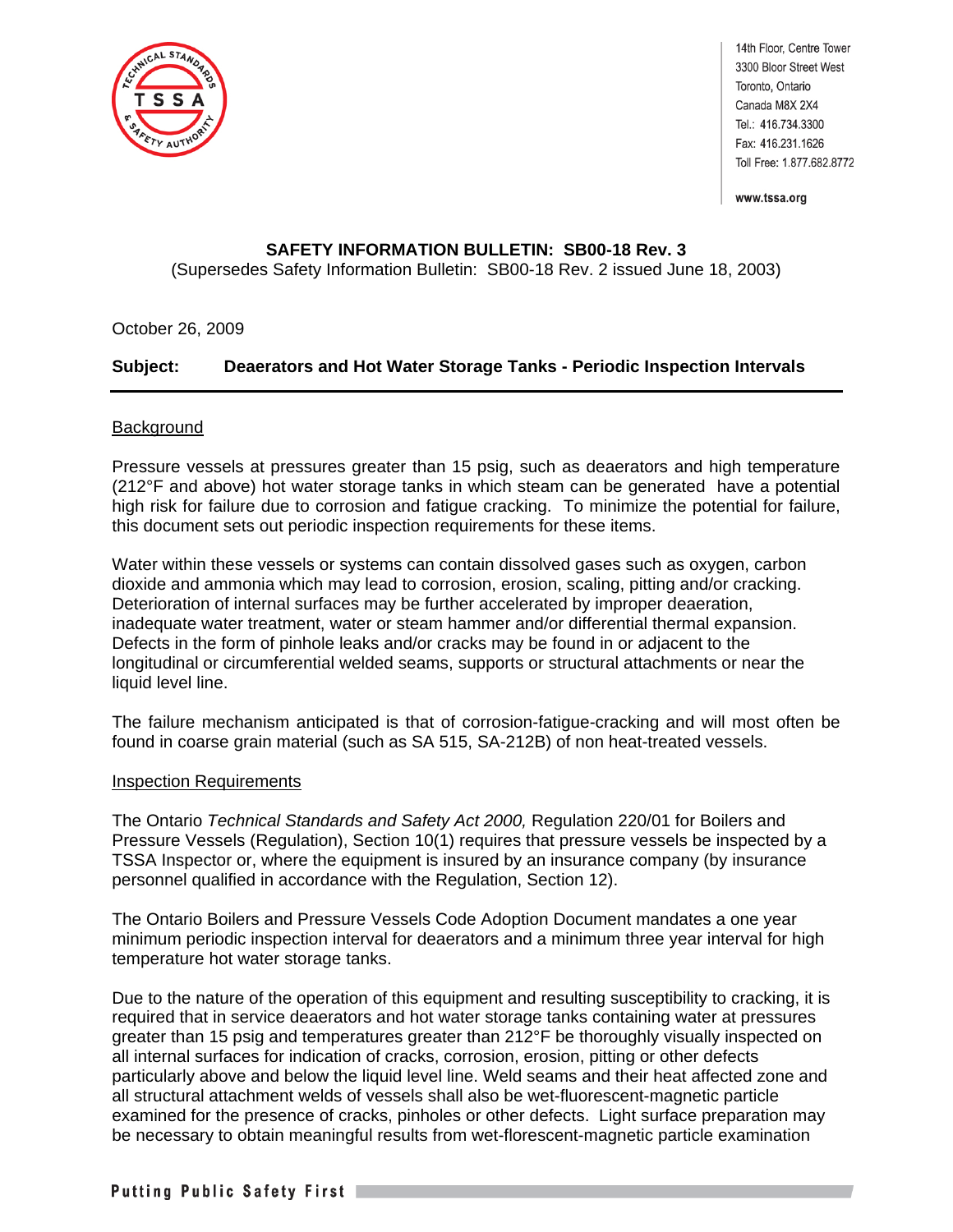14th Floor, Centre Tower
3300 Bloor Street West
Toronto, Ontario
Canada M8X 2X4
Tel.: 416.734.3300
Fax: 416.231.1626
Toll Free: 1.877.682.8772

www.tssa.org

**SAFETY INFORMATION BULLETIN: SB00-18 Rev. 3**
(Supersedes Safety Information Bulletin: SB00-18 Rev. 2 issued June 18, 2003)

October 26, 2009

**Subject: Deaerators and Hot Water Storage Tanks - Periodic Inspection Intervals**

---

## Background

Pressure vessels at pressures greater than 15 psig, such as deaerators and high temperature (212°F and above) hot water storage tanks in which steam can be generated have a potential high risk for failure due to corrosion and fatigue cracking. To minimize the potential for failure, this document sets out periodic inspection requirements for these items.

Water within these vessels or systems can contain dissolved gases such as oxygen, carbon dioxide and ammonia which may lead to corrosion, erosion, scaling, pitting and/or cracking. Deterioration of internal surfaces may be further accelerated by improper deaeration, inadequate water treatment, water or steam hammer and/or differential thermal expansion. Defects in the form of pinhole leaks and/or cracks may be found in or adjacent to the longitudinal or circumferential welded seams, supports or structural attachments or near the liquid level line.

The failure mechanism anticipated is that of corrosion-fatigue-cracking and will most often be found in coarse grain material (such as SA 515, SA-212B) of non heat-treated vessels.

## Inspection Requirements

The Ontario *Technical Standards and Safety Act 2000,* Regulation 220/01 for Boilers and Pressure Vessels (Regulation), Section 10(1) requires that pressure vessels be inspected by a TSSA Inspector or, where the equipment is insured by an insurance company (by insurance personnel qualified in accordance with the Regulation, Section 12).

The Ontario Boilers and Pressure Vessels Code Adoption Document mandates a one year minimum periodic inspection interval for deaerators and a minimum three year interval for high temperature hot water storage tanks.

Due to the nature of the operation of this equipment and resulting susceptibility to cracking, it is required that in service deaerators and hot water storage tanks containing water at pressures greater than 15 psig and temperatures greater than 212°F be thoroughly visually inspected on all internal surfaces for indication of cracks, corrosion, erosion, pitting or other defects particularly above and below the liquid level line. Weld seams and their heat affected zone and all structural attachment welds of vessels shall also be wet-fluorescent-magnetic particle examined for the presence of cracks, pinholes or other defects. Light surface preparation may be necessary to obtain meaningful results from wet-florescent-magnetic particle examination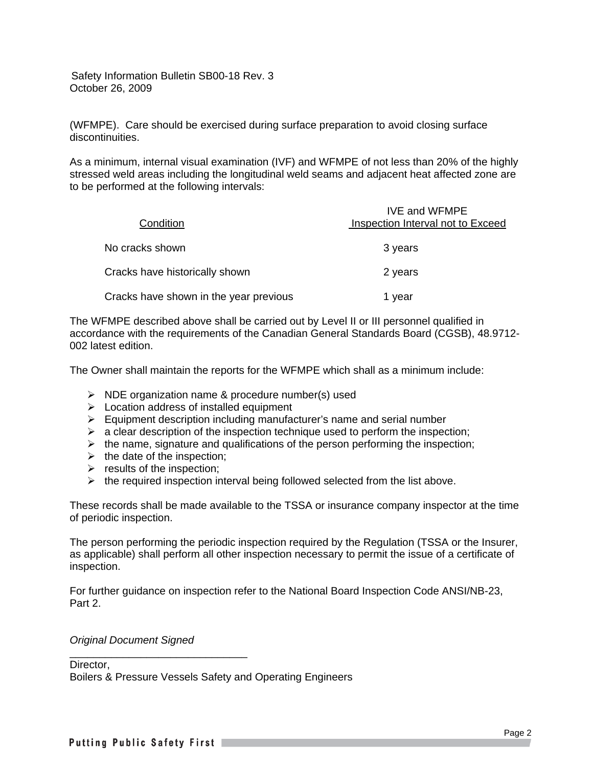(WFMPE). Care should be exercised during surface preparation to avoid closing surface discontinuities.

As a minimum, internal visual examination (IVF) and WFMPE of not less than 20% of the highly stressed weld areas including the longitudinal weld seams and adjacent heat affected zone are to be performed at the following intervals:

| Condition | IVE and WFMPE Inspection Interval not to Exceed |
|---|---|
| No cracks shown | 3 years |
| Cracks have historically shown | 2 years |
| Cracks have shown in the year previous | 1 year |

The WFMPE described above shall be carried out by Level II or III personnel qualified in accordance with the requirements of the Canadian General Standards Board (CGSB), 48.9712-002 latest edition.

The Owner shall maintain the reports for the WFMPE which shall as a minimum include:

- NDE organization name & procedure number(s) used
- Location address of installed equipment
- Equipment description including manufacturer's name and serial number
- a clear description of the inspection technique used to perform the inspection;
- the name, signature and qualifications of the person performing the inspection;
- the date of the inspection;
- results of the inspection;
- the required inspection interval being followed selected from the list above.

These records shall be made available to the TSSA or insurance company inspector at the time of periodic inspection.

The person performing the periodic inspection required by the Regulation (TSSA or the Insurer, as applicable) shall perform all other inspection necessary to permit the issue of a certificate of inspection.

For further guidance on inspection refer to the National Board Inspection Code ANSI/NB-23, Part 2.

*Original Document Signed*

______________________________

Director,
Boilers & Pressure Vessels Safety and Operating Engineers